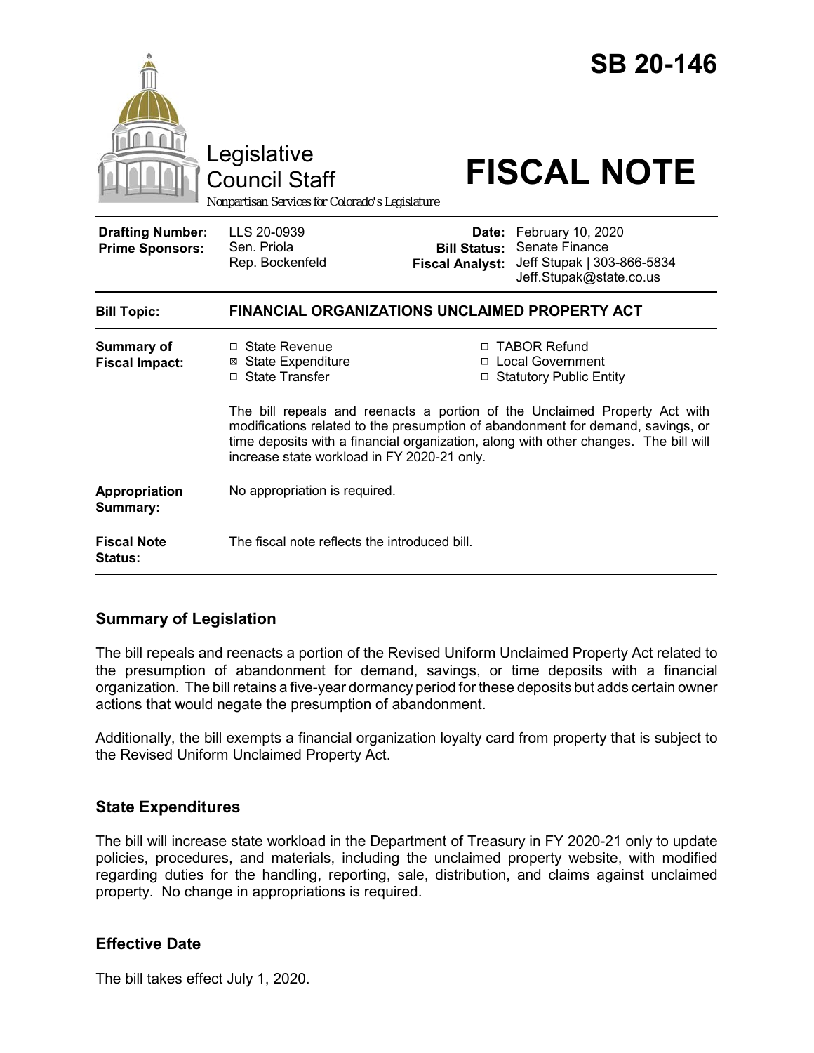# SB 20-146

Legislative Council Staff

*Nonpartisan Services for Colorado's Legislature*

# FISCAL NOTE

| | | | |
|---|---|---|---|
| **Drafting Number:** | LLS 20-0939 | **Date:** | February 10, 2020 |
| **Prime Sponsors:** | Sen. Priola<br>Rep. Bockenfeld | **Bill Status:** | Senate Finance |
| | | **Fiscal Analyst:** | Jeff Stupak \| 303-866-5834<br>Jeff.Stupak@state.co.us |

| | |
|---|---|
| **Bill Topic:** | **FINANCIAL ORGANIZATIONS UNCLAIMED PROPERTY ACT** |
| **Summary of Fiscal Impact:** | ☐ State Revenue<br>☒ State Expenditure<br>☐ State Transfer<br>☐ TABOR Refund<br>☐ Local Government<br>☐ Statutory Public Entity<br><br>The bill repeals and reenacts a portion of the Unclaimed Property Act with modifications related to the presumption of abandonment for demand, savings, or time deposits with a financial organization, along with other changes. The bill will increase state workload in FY 2020-21 only. |
| **Appropriation Summary:** | No appropriation is required. |
| **Fiscal Note Status:** | The fiscal note reflects the introduced bill. |

## Summary of Legislation

The bill repeals and reenacts a portion of the Revised Uniform Unclaimed Property Act related to the presumption of abandonment for demand, savings, or time deposits with a financial organization. The bill retains a five-year dormancy period for these deposits but adds certain owner actions that would negate the presumption of abandonment.

Additionally, the bill exempts a financial organization loyalty card from property that is subject to the Revised Uniform Unclaimed Property Act.

## State Expenditures

The bill will increase state workload in the Department of Treasury in FY 2020-21 only to update policies, procedures, and materials, including the unclaimed property website, with modified regarding duties for the handling, reporting, sale, distribution, and claims against unclaimed property. No change in appropriations is required.

## Effective Date

The bill takes effect July 1, 2020.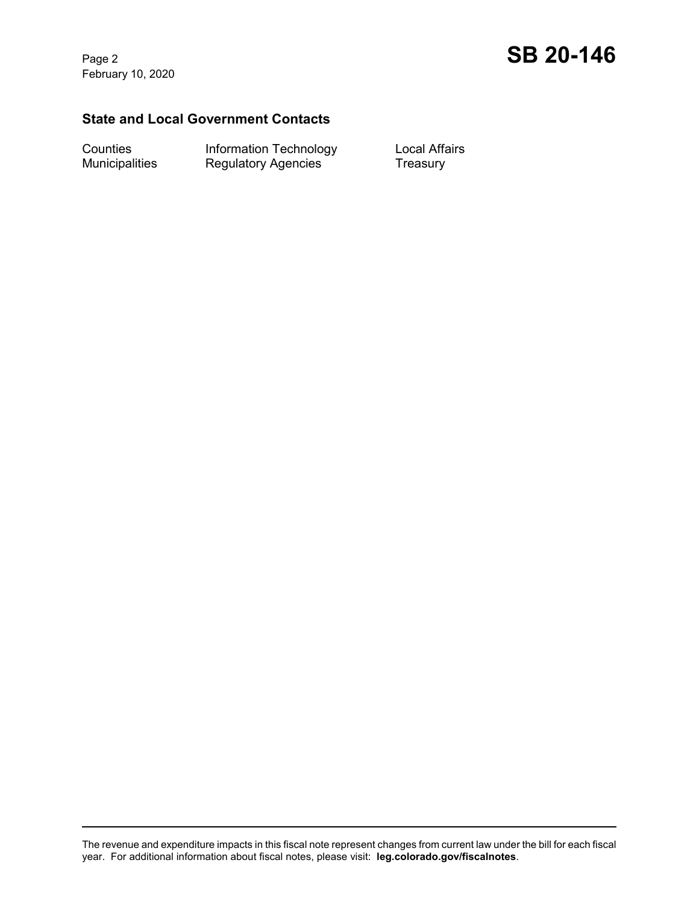## State and Local Government Contacts

| | | |
|---|---|---|
| Counties | Information Technology | Local Affairs |
| Municipalities | Regulatory Agencies | Treasury |

The revenue and expenditure impacts in this fiscal note represent changes from current law under the bill for each fiscal year. For additional information about fiscal notes, please visit: **leg.colorado.gov/fiscalnotes**.